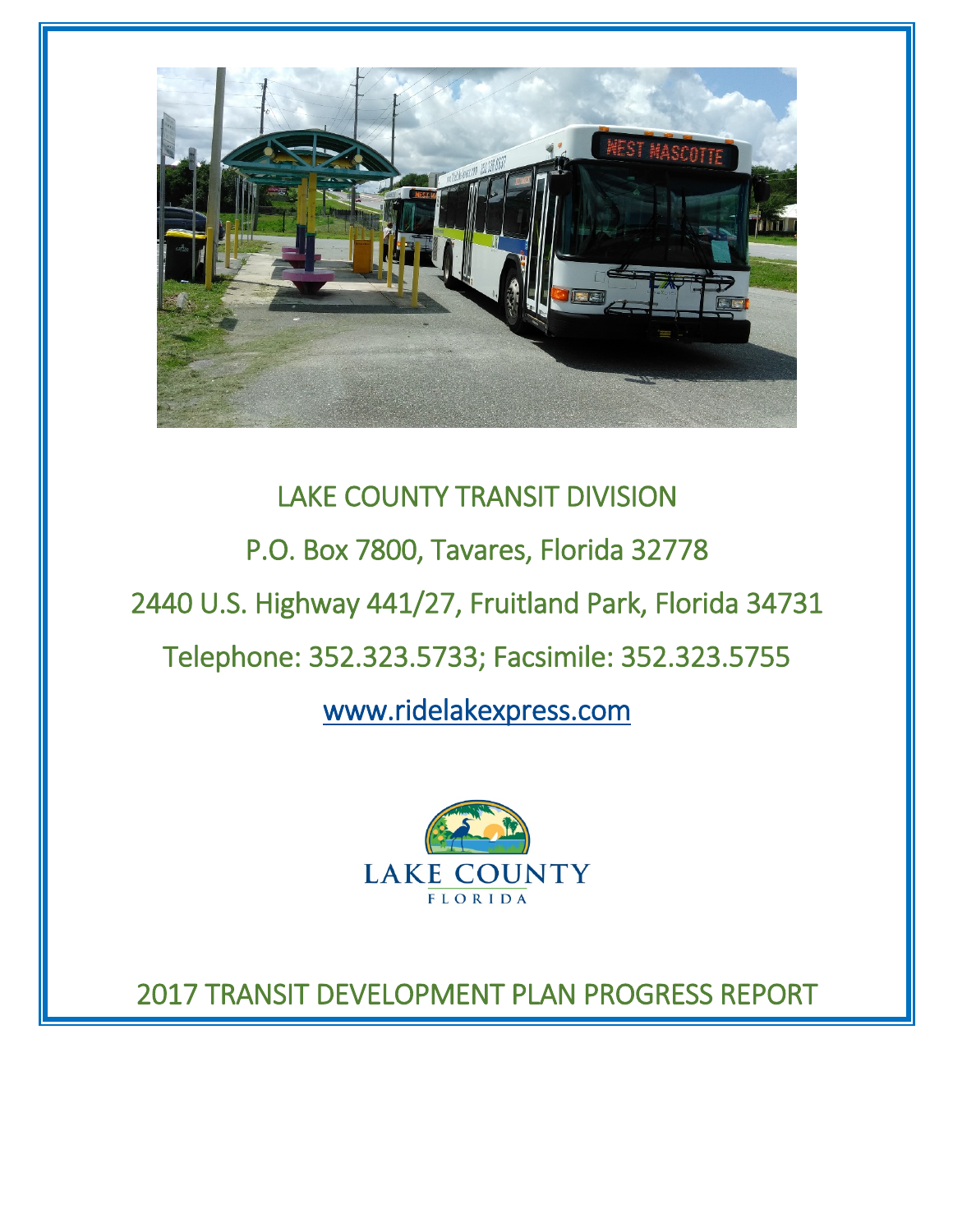LAKE COUNTY TRANSIT DIVISION

P.O. Box 7800, Tavares, Florida 32778

2440 U.S. Highway 441/27, Fruitland Park, Florida 34731

Telephone: 352.323.5733; Facsimile: 352.323.5755

www.ridelakexpress.com

LAKE COUNTY
FLORIDA

# 2017 TRANSIT DEVELOPMENT PLAN PROGRESS REPORT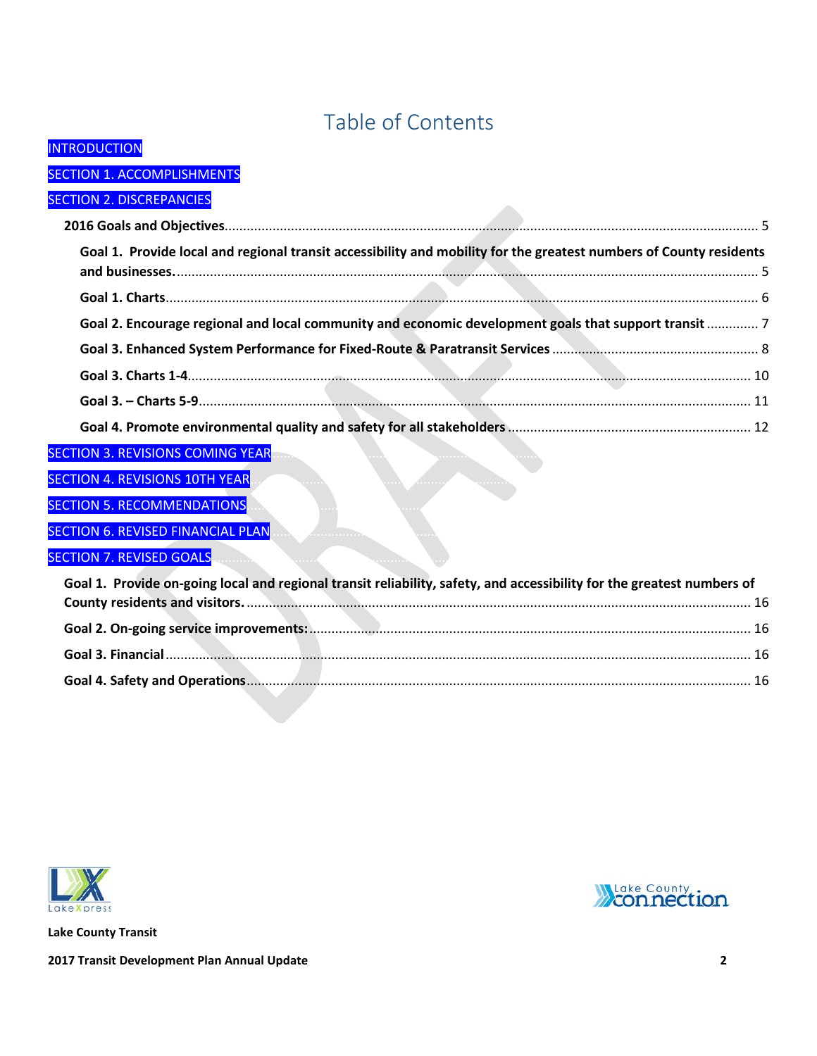# Table of Contents

INTRODUCTION

SECTION 1. ACCOMPLISHMENTS

SECTION 2. DISCREPANCIES

- **2016 Goals and Objectives** ..... 5
  - **Goal 1. Provide local and regional transit accessibility and mobility for the greatest numbers of County residents and businesses.** ..... 5
  - **Goal 1. Charts** ..... 6
  - **Goal 2. Encourage regional and local community and economic development goals that support transit** ..... 7
  - **Goal 3. Enhanced System Performance for Fixed-Route & Paratransit Services** ..... 8
  - **Goal 3. Charts 1-4** ..... 10
  - **Goal 3. – Charts 5-9** ..... 11
  - **Goal 4. Promote environmental quality and safety for all stakeholders** ..... 12

SECTION 3. REVISIONS COMING YEAR

SECTION 4. REVISIONS 10TH YEAR

SECTION 5. RECOMMENDATIONS

SECTION 6. REVISED FINANCIAL PLAN

SECTION 7. REVISED GOALS

- **Goal 1. Provide on-going local and regional transit reliability, safety, and accessibility for the greatest numbers of County residents and visitors.** ..... 16
- **Goal 2. On-going service improvements:** ..... 16
- **Goal 3. Financial** ..... 16
- **Goal 4. Safety and Operations** ..... 16

DRAFT

LakeXpress

Lake County connection

**Lake County Transit**

**2017 Transit Development Plan Annual Update**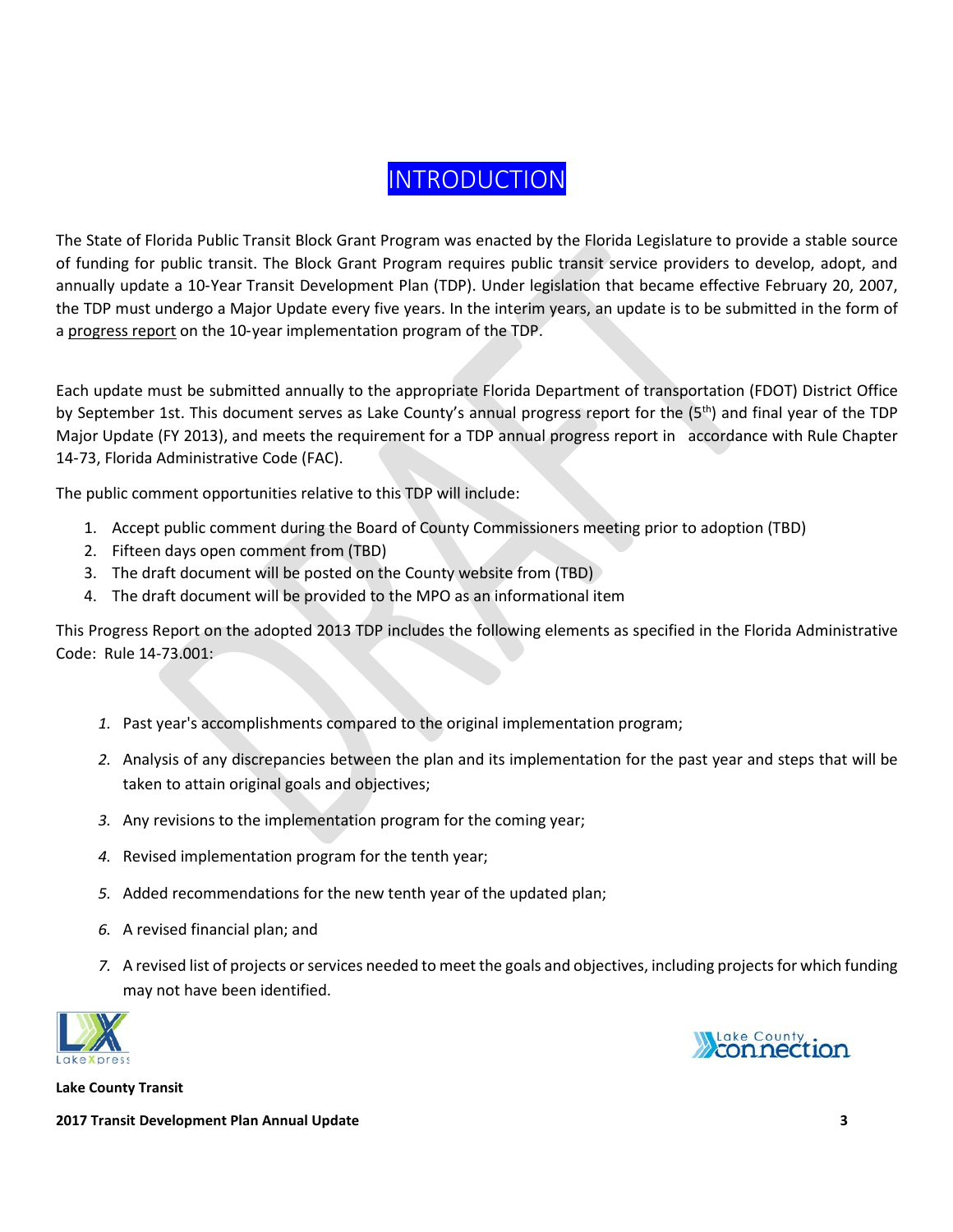# INTRODUCTION

The State of Florida Public Transit Block Grant Program was enacted by the Florida Legislature to provide a stable source of funding for public transit. The Block Grant Program requires public transit service providers to develop, adopt, and annually update a 10-Year Transit Development Plan (TDP). Under legislation that became effective February 20, 2007, the TDP must undergo a Major Update every five years. In the interim years, an update is to be submitted in the form of a progress report on the 10-year implementation program of the TDP.

Each update must be submitted annually to the appropriate Florida Department of transportation (FDOT) District Office by September 1st. This document serves as Lake County's annual progress report for the (5th) and final year of the TDP Major Update (FY 2013), and meets the requirement for a TDP annual progress report in accordance with Rule Chapter 14-73, Florida Administrative Code (FAC).

The public comment opportunities relative to this TDP will include:

1. Accept public comment during the Board of County Commissioners meeting prior to adoption (TBD)
2. Fifteen days open comment from (TBD)
3. The draft document will be posted on the County website from (TBD)
4. The draft document will be provided to the MPO as an informational item

This Progress Report on the adopted 2013 TDP includes the following elements as specified in the Florida Administrative Code: Rule 14-73.001:

1. Past year's accomplishments compared to the original implementation program;
2. Analysis of any discrepancies between the plan and its implementation for the past year and steps that will be taken to attain original goals and objectives;
3. Any revisions to the implementation program for the coming year;
4. Revised implementation program for the tenth year;
5. Added recommendations for the new tenth year of the updated plan;
6. A revised financial plan; and
7. A revised list of projects or services needed to meet the goals and objectives, including projects for which funding may not have been identified.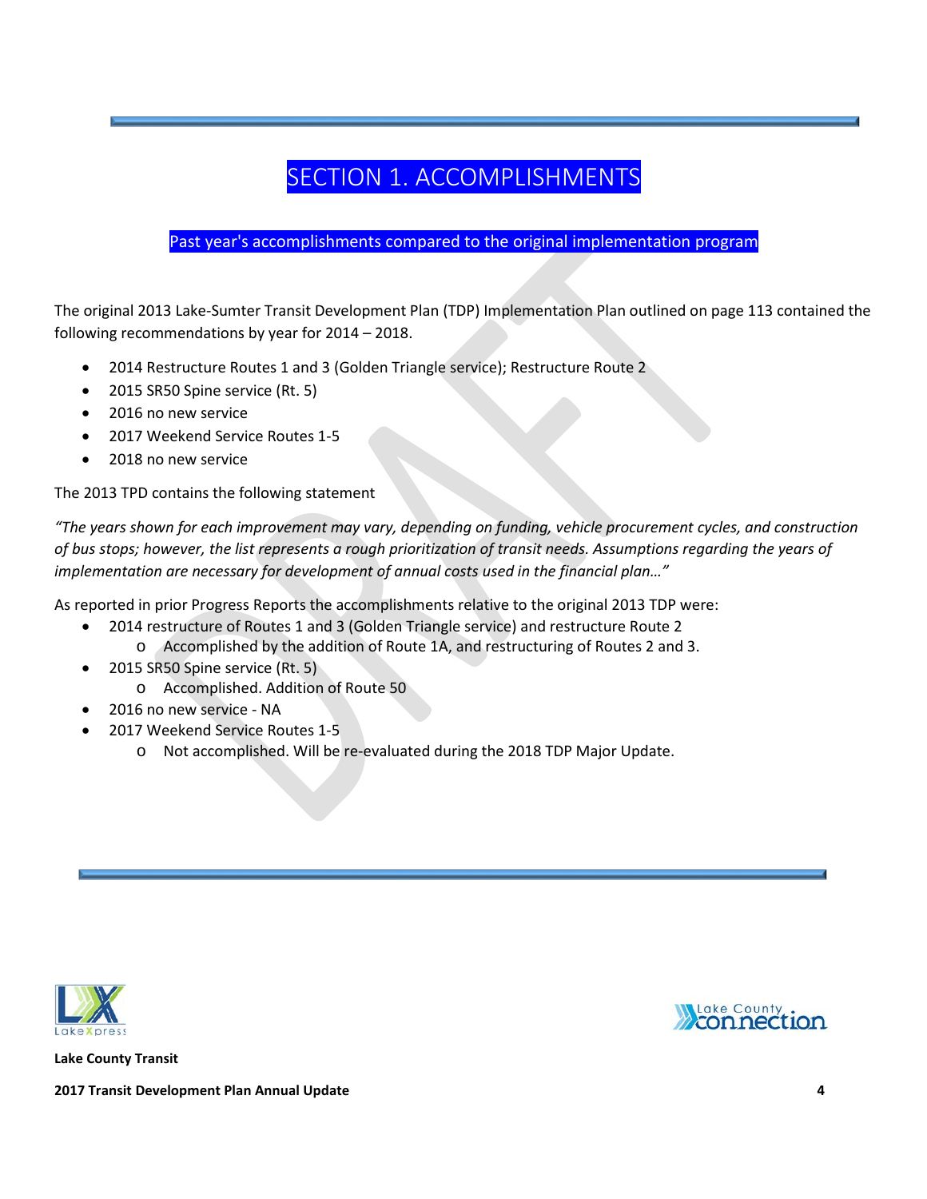# SECTION 1. ACCOMPLISHMENTS

## Past year's accomplishments compared to the original implementation program

The original 2013 Lake-Sumter Transit Development Plan (TDP) Implementation Plan outlined on page 113 contained the following recommendations by year for 2014 – 2018.

- 2014 Restructure Routes 1 and 3 (Golden Triangle service); Restructure Route 2
- 2015 SR50 Spine service (Rt. 5)
- 2016 no new service
- 2017 Weekend Service Routes 1-5
- 2018 no new service

The 2013 TPD contains the following statement

*"The years shown for each improvement may vary, depending on funding, vehicle procurement cycles, and construction of bus stops; however, the list represents a rough prioritization of transit needs. Assumptions regarding the years of implementation are necessary for development of annual costs used in the financial plan…"*

As reported in prior Progress Reports the accomplishments relative to the original 2013 TDP were:

- 2014 restructure of Routes 1 and 3 (Golden Triangle service) and restructure Route 2
  - Accomplished by the addition of Route 1A, and restructuring of Routes 2 and 3.
- 2015 SR50 Spine service (Rt. 5)
  - Accomplished. Addition of Route 50
- 2016 no new service - NA
- 2017 Weekend Service Routes 1-5
  - Not accomplished. Will be re-evaluated during the 2018 TDP Major Update.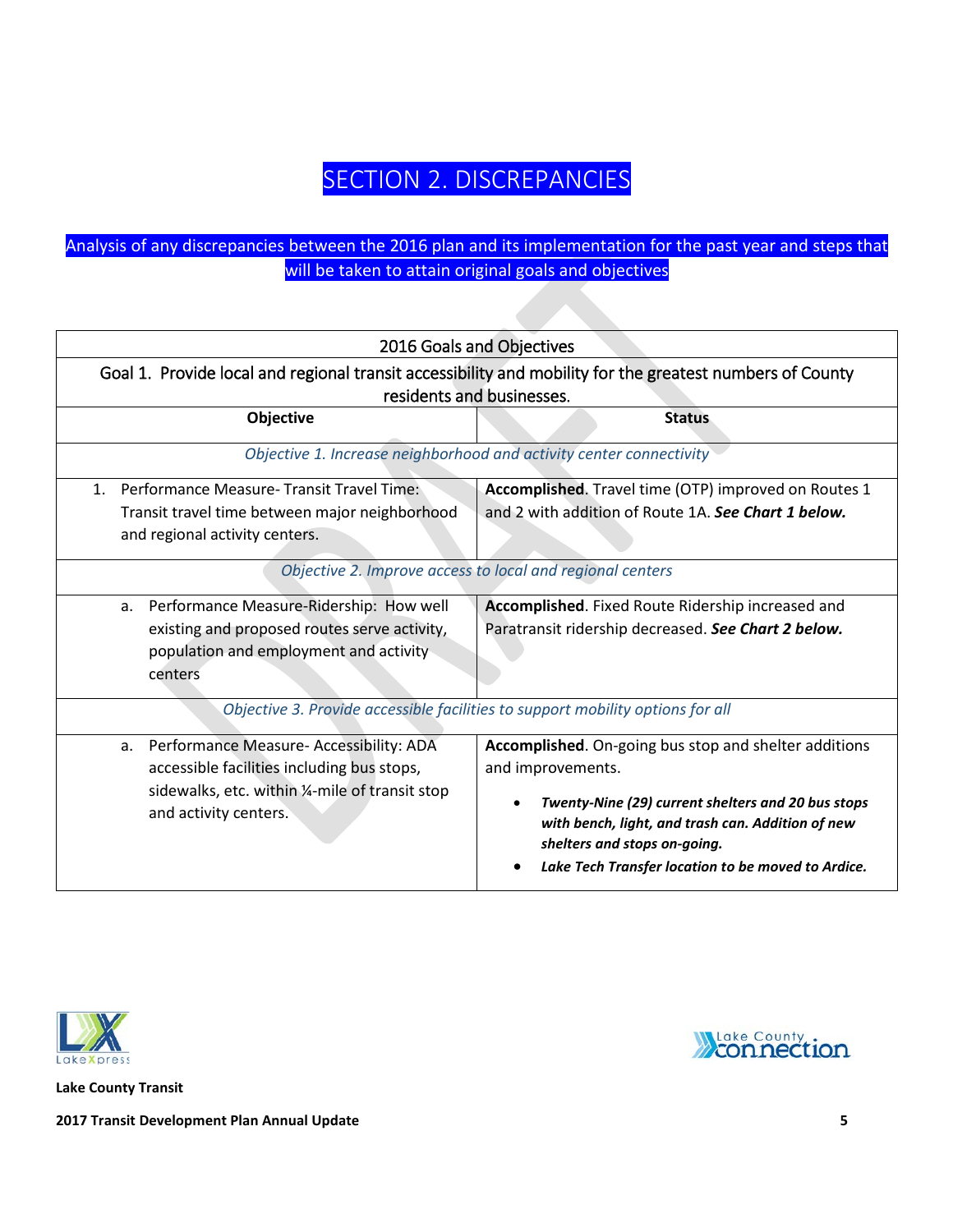# SECTION 2. DISCREPANCIES

**Analysis of any discrepancies between the 2016 plan and its implementation for the past year and steps that will be taken to attain original goals and objectives**

| 2016 Goals and Objectives | |
|---|---|
| Goal 1. Provide local and regional transit accessibility and mobility for the greatest numbers of County residents and businesses. | |
| **Objective** | **Status** |
| *Objective 1. Increase neighborhood and activity center connectivity* | |
| 1. Performance Measure- Transit Travel Time: Transit travel time between major neighborhood and regional activity centers. | **Accomplished**. Travel time (OTP) improved on Routes 1 and 2 with addition of Route 1A. ***See Chart 1 below.*** |
| *Objective 2. Improve access to local and regional centers* | |
| a. Performance Measure-Ridership: How well existing and proposed routes serve activity, population and employment and activity centers | **Accomplished**. Fixed Route Ridership increased and Paratransit ridership decreased. ***See Chart 2 below.*** |
| *Objective 3. Provide accessible facilities to support mobility options for all* | |
| a. Performance Measure- Accessibility: ADA accessible facilities including bus stops, sidewalks, etc. within ¼-mile of transit stop and activity centers. | **Accomplished**. On-going bus stop and shelter additions and improvements.<br>• ***Twenty-Nine (29) current shelters and 20 bus stops with bench, light, and trash can. Addition of new shelters and stops on-going.***<br>• ***Lake Tech Transfer location to be moved to Ardice.*** |

**Lake County Transit**

**2017 Transit Development Plan Annual Update**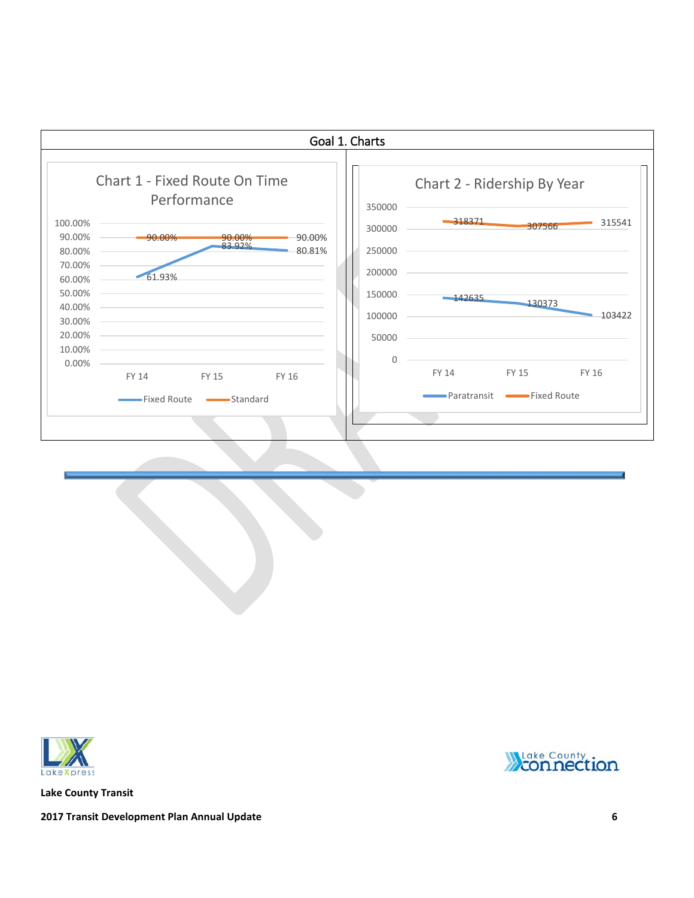## Goal 1. Charts

**Chart 1 - Fixed Route On Time Performance**

| | FY 14 | FY 15 | FY 16 |
|---|---|---|---|
| Fixed Route | 61.93% | 83.92% | 80.81% |
| Standard | 90.00% | 90.00% | 90.00% |

**Chart 2 - Ridership By Year**

| | FY 14 | FY 15 | FY 16 |
|---|---|---|---|
| Paratransit | 142635 | 130373 | 103422 |
| Fixed Route | 318371 | 307566 | 315541 |

Lake County Transit

2017 Transit Development Plan Annual Update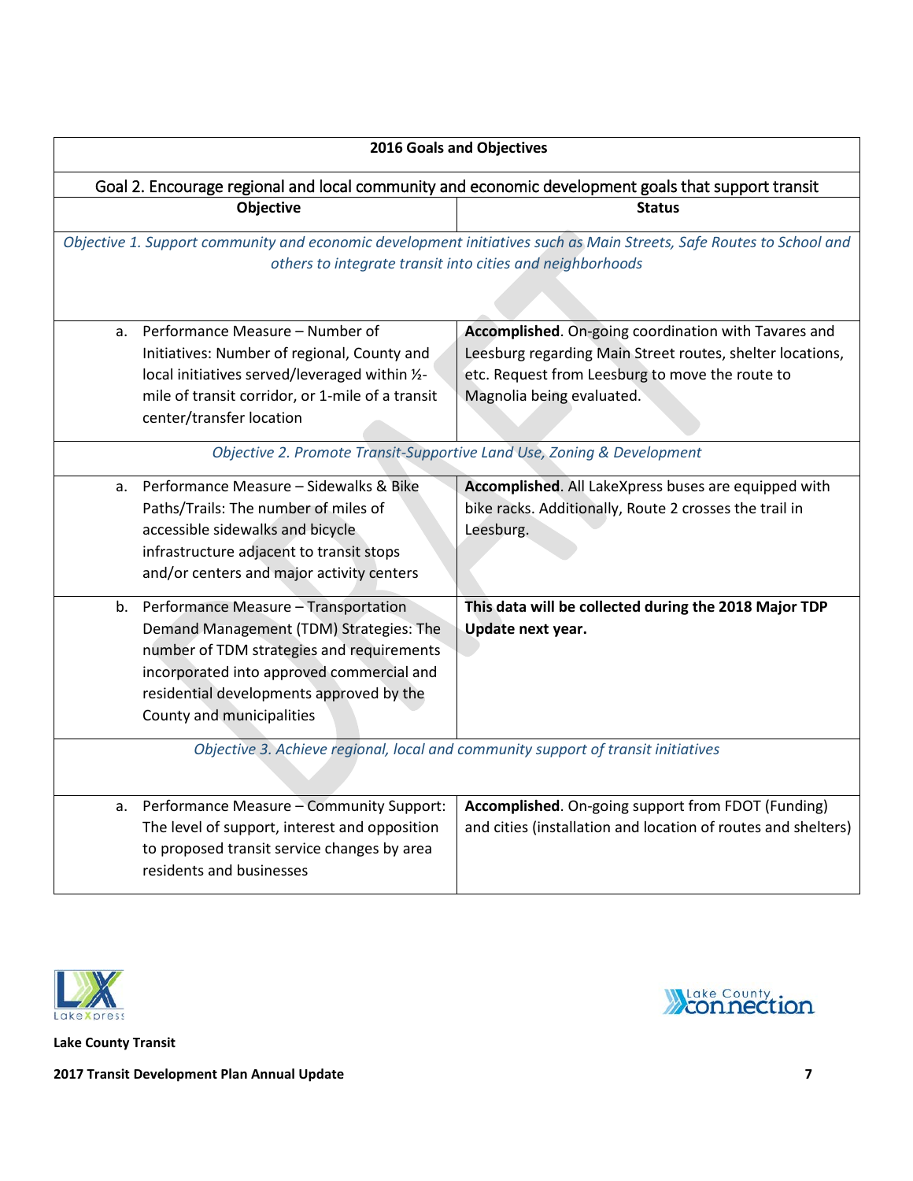| 2016 Goals and Objectives | |
|---|---|
| Goal 2. Encourage regional and local community and economic development goals that support transit | |
| **Objective** | **Status** |
| *Objective 1. Support community and economic development initiatives such as Main Streets, Safe Routes to School and others to integrate transit into cities and neighborhoods* | |
| a. Performance Measure – Number of Initiatives: Number of regional, County and local initiatives served/leveraged within ½-mile of transit corridor, or 1-mile of a transit center/transfer location | **Accomplished**. On-going coordination with Tavares and Leesburg regarding Main Street routes, shelter locations, etc. Request from Leesburg to move the route to Magnolia being evaluated. |
| *Objective 2. Promote Transit-Supportive Land Use, Zoning & Development* | |
| a. Performance Measure – Sidewalks & Bike Paths/Trails: The number of miles of accessible sidewalks and bicycle infrastructure adjacent to transit stops and/or centers and major activity centers | **Accomplished**. All LakeXpress buses are equipped with bike racks. Additionally, Route 2 crosses the trail in Leesburg. |
| b. Performance Measure – Transportation Demand Management (TDM) Strategies: The number of TDM strategies and requirements incorporated into approved commercial and residential developments approved by the County and municipalities | **This data will be collected during the 2018 Major TDP Update next year.** |
| *Objective 3. Achieve regional, local and community support of transit initiatives* | |
| a. Performance Measure – Community Support: The level of support, interest and opposition to proposed transit service changes by area residents and businesses | **Accomplished**. On-going support from FDOT (Funding) and cities (installation and location of routes and shelters) |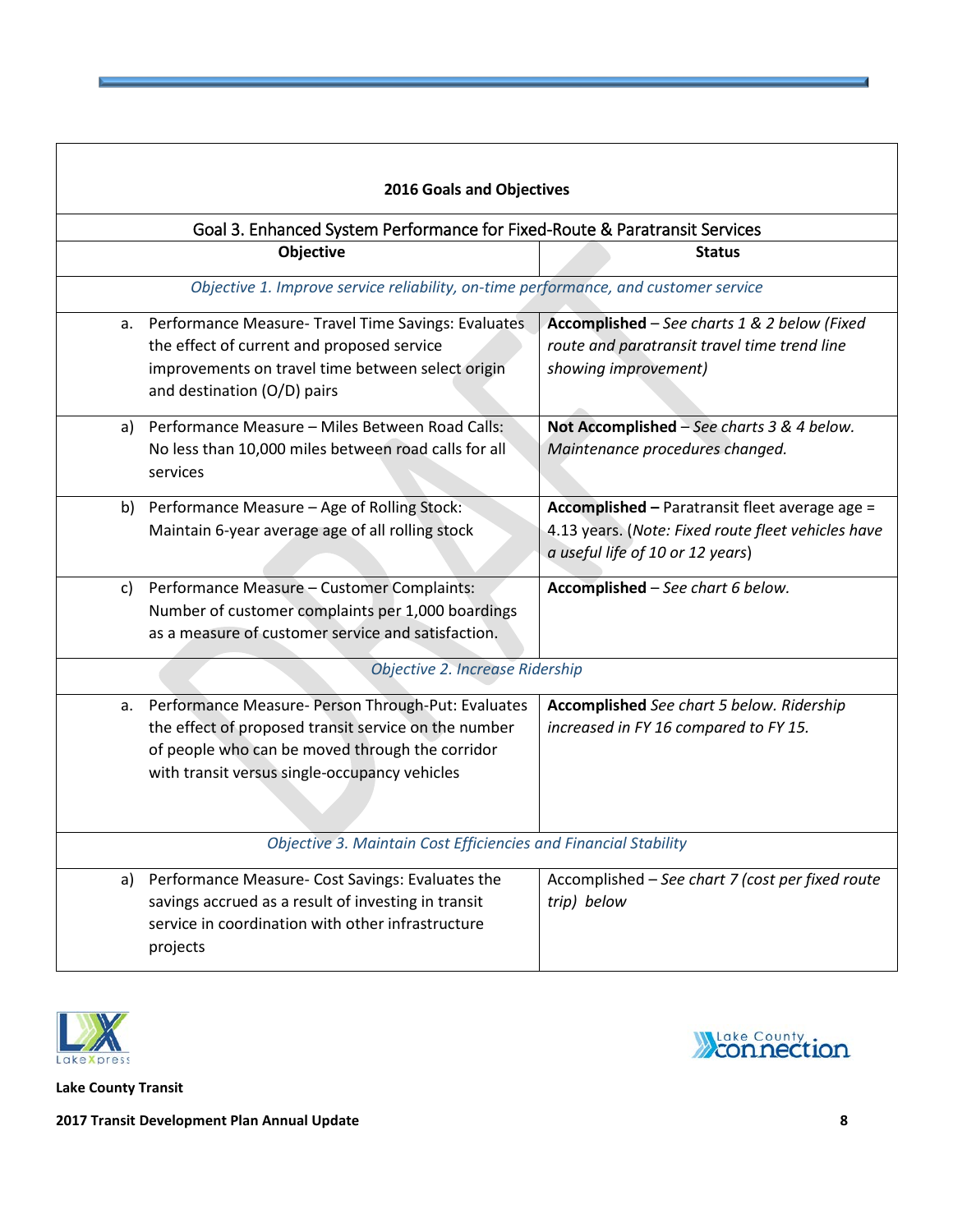| **2016 Goals and Objectives** | |
|---|---|
| Goal 3. Enhanced System Performance for Fixed-Route & Paratransit Services | |
| **Objective** | **Status** |
| *Objective 1. Improve service reliability, on-time performance, and customer service* | |
| a. Performance Measure- Travel Time Savings: Evaluates the effect of current and proposed service improvements on travel time between select origin and destination (O/D) pairs | **Accomplished** – *See charts 1 & 2 below (Fixed route and paratransit travel time trend line showing improvement)* |
| a) Performance Measure – Miles Between Road Calls: No less than 10,000 miles between road calls for all services | **Not Accomplished** – *See charts 3 & 4 below. Maintenance procedures changed.* |
| b) Performance Measure – Age of Rolling Stock: Maintain 6-year average age of all rolling stock | **Accomplished –** Paratransit fleet average age = 4.13 years. (*Note: Fixed route fleet vehicles have a useful life of 10 or 12 years*) |
| c) Performance Measure – Customer Complaints: Number of customer complaints per 1,000 boardings as a measure of customer service and satisfaction. | **Accomplished** – *See chart 6 below.* |
| *Objective 2. Increase Ridership* | |
| a. Performance Measure- Person Through-Put: Evaluates the effect of proposed transit service on the number of people who can be moved through the corridor with transit versus single-occupancy vehicles | **Accomplished** *See chart 5 below. Ridership increased in FY 16 compared to FY 15.* |
| *Objective 3. Maintain Cost Efficiencies and Financial Stability* | |
| a) Performance Measure- Cost Savings: Evaluates the savings accrued as a result of investing in transit service in coordination with other infrastructure projects | Accomplished – *See chart 7 (cost per fixed route trip) below* |

**Lake County Transit**

**2017 Transit Development Plan Annual Update**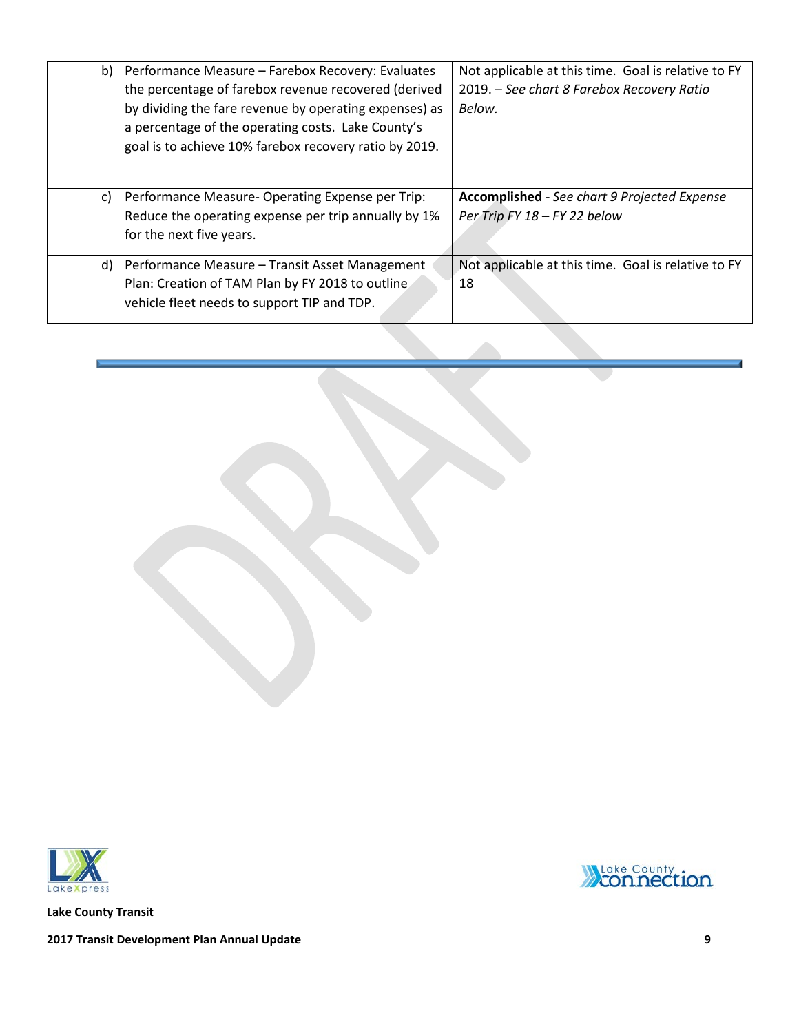| | |
|---|---|
| b) Performance Measure – Farebox Recovery: Evaluates the percentage of farebox revenue recovered (derived by dividing the fare revenue by operating expenses) as a percentage of the operating costs. Lake County's goal is to achieve 10% farebox recovery ratio by 2019. | Not applicable at this time. Goal is relative to FY 2019. – *See chart 8 Farebox Recovery Ratio Below.* |
| c) Performance Measure- Operating Expense per Trip: Reduce the operating expense per trip annually by 1% for the next five years. | **Accomplished** - *See chart 9 Projected Expense Per Trip FY 18 – FY 22 below* |
| d) Performance Measure – Transit Asset Management Plan: Creation of TAM Plan by FY 2018 to outline vehicle fleet needs to support TIP and TDP. | Not applicable at this time. Goal is relative to FY 18 |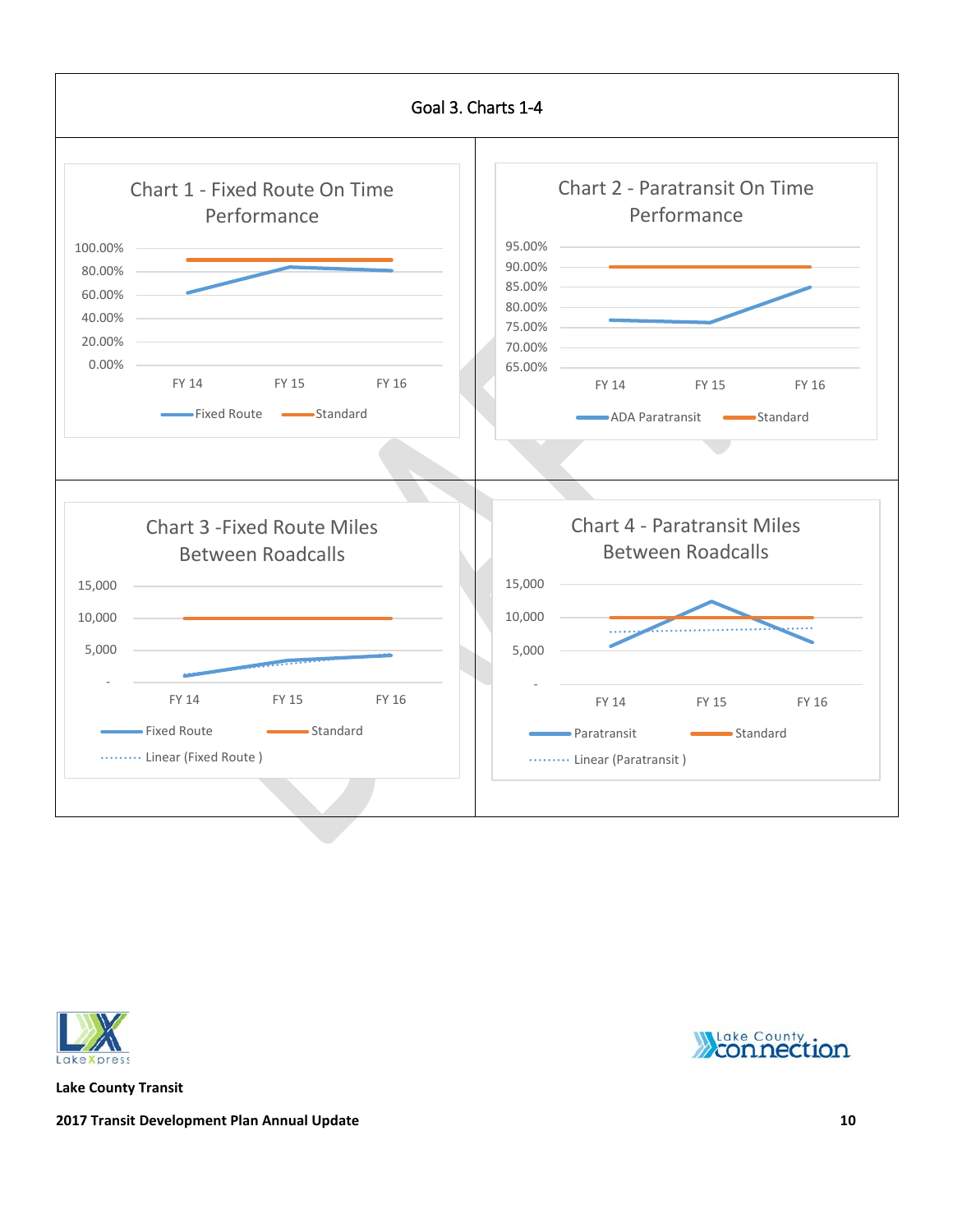# Goal 3. Charts 1-4

**Chart 1 - Fixed Route On Time Performance**

100.00%
80.00%
60.00%
40.00%
20.00%
0.00%

FY 14 FY 15 FY 16

Fixed Route Standard

**Chart 2 - Paratransit On Time Performance**

95.00%
90.00%
85.00%
80.00%
75.00%
70.00%
65.00%

FY 14 FY 15 FY 16

ADA Paratransit Standard

**Chart 3 -Fixed Route Miles Between Roadcalls**

15,000
10,000
5,000
-

FY 14 FY 15 FY 16

Fixed Route Standard
Linear (Fixed Route )

**Chart 4 - Paratransit Miles Between Roadcalls**

15,000
10,000
5,000
-

FY 14 FY 15 FY 16

Paratransit Standard
Linear (Paratransit )

**Lake County Transit**

**2017 Transit Development Plan Annual Update**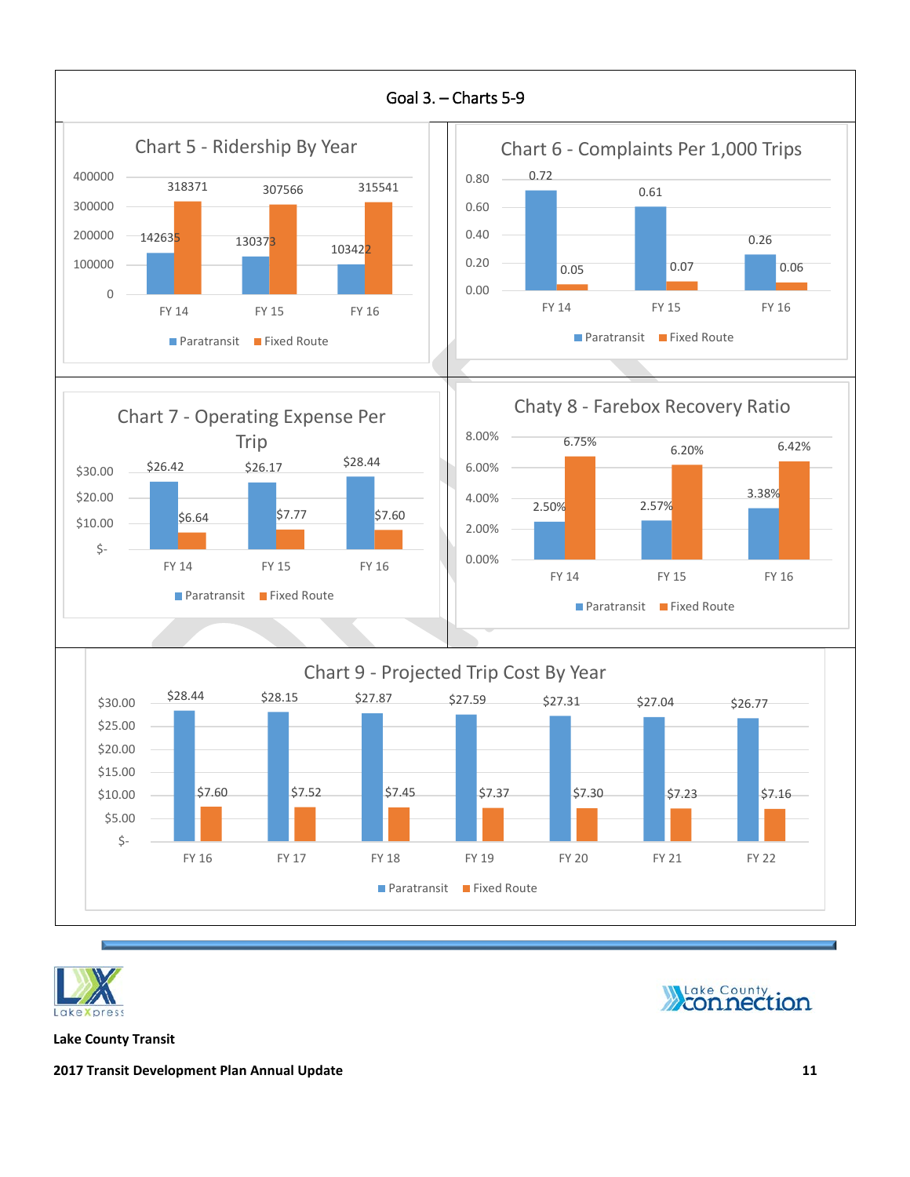# Goal 3. – Charts 5-9

## Chart 5 - Ridership By Year

| | FY 14 | FY 15 | FY 16 |
|---|---|---|---|
| Paratransit | 142635 | 130373 | 103422 |
| Fixed Route | 318371 | 307566 | 315541 |

## Chart 6 - Complaints Per 1,000 Trips

| | FY 14 | FY 15 | FY 16 |
|---|---|---|---|
| Paratransit | 0.72 | 0.61 | 0.26 |
| Fixed Route | 0.05 | 0.07 | 0.06 |

## Chart 7 - Operating Expense Per Trip

| | FY 14 | FY 15 | FY 16 |
|---|---|---|---|
| Paratransit | $26.42 | $26.17 | $28.44 |
| Fixed Route | $6.64 | $7.77 | $7.60 |

## Chaty 8 - Farebox Recovery Ratio

| | FY 14 | FY 15 | FY 16 |
|---|---|---|---|
| Paratransit | 2.50% | 2.57% | 3.38% |
| Fixed Route | 6.75% | 6.20% | 6.42% |

## Chart 9 - Projected Trip Cost By Year

| | FY 16 | FY 17 | FY 18 | FY 19 | FY 20 | FY 21 | FY 22 |
|---|---|---|---|---|---|---|---|
| Paratransit | $28.44 | $28.15 | $27.87 | $27.59 | $27.31 | $27.04 | $26.77 |
| Fixed Route | $7.60 | $7.52 | $7.45 | $7.37 | $7.30 | $7.23 | $7.16 |

**Lake County Transit**

**2017 Transit Development Plan Annual Update**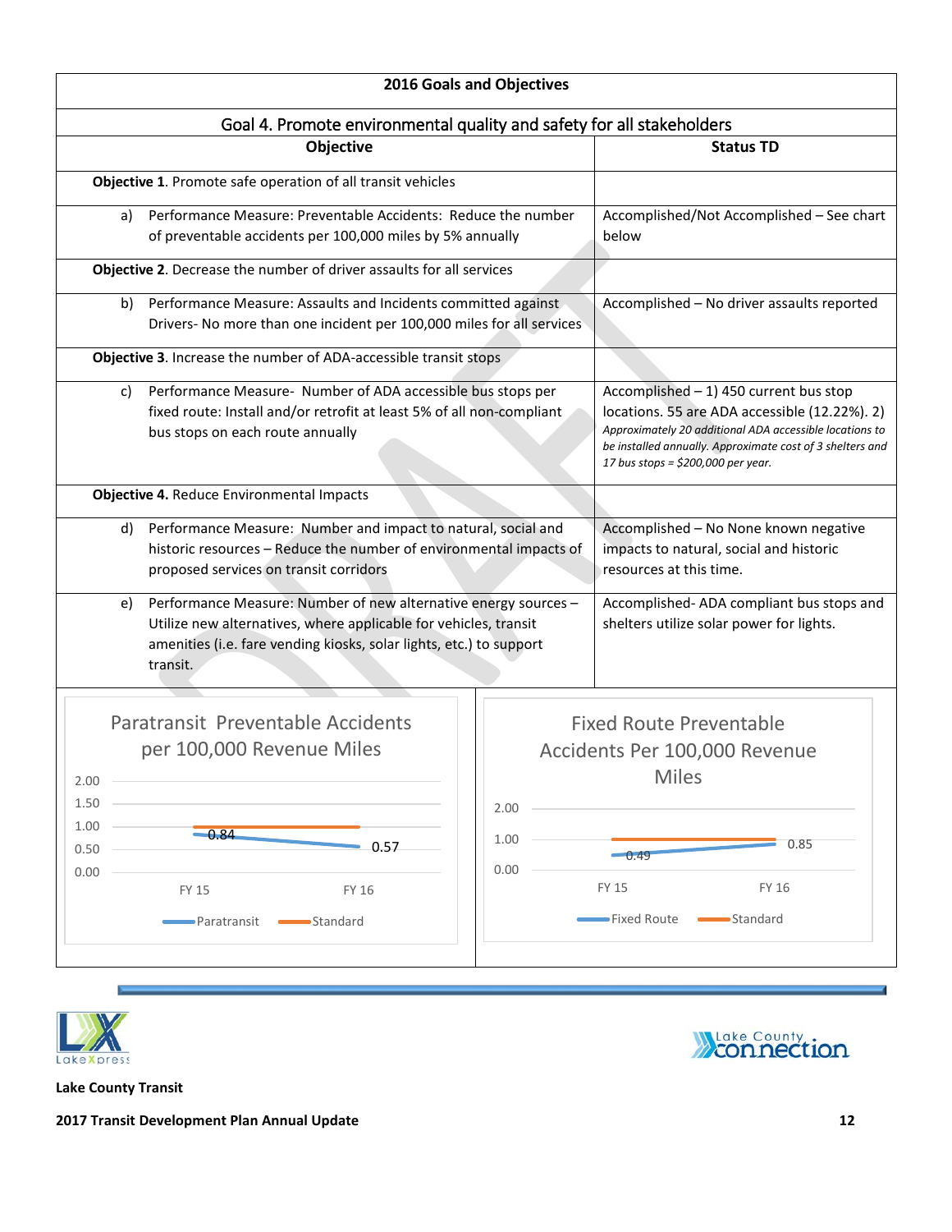## 2016 Goals and Objectives

### Goal 4. Promote environmental quality and safety for all stakeholders

| Objective | Status TD |
|---|---|
| **Objective 1**. Promote safe operation of all transit vehicles | |
| a) Performance Measure: Preventable Accidents: Reduce the number of preventable accidents per 100,000 miles by 5% annually | Accomplished/Not Accomplished – See chart below |
| **Objective 2**. Decrease the number of driver assaults for all services | |
| b) Performance Measure: Assaults and Incidents committed against Drivers- No more than one incident per 100,000 miles for all services | Accomplished – No driver assaults reported |
| **Objective 3**. Increase the number of ADA-accessible transit stops | |
| c) Performance Measure- Number of ADA accessible bus stops per fixed route: Install and/or retrofit at least 5% of all non-compliant bus stops on each route annually | Accomplished – 1) 450 current bus stop locations. 55 are ADA accessible (12.22%). 2) *Approximately 20 additional ADA accessible locations to be installed annually. Approximate cost of 3 shelters and 17 bus stops = $200,000 per year.* |
| **Objective 4.** Reduce Environmental Impacts | |
| d) Performance Measure: Number and impact to natural, social and historic resources – Reduce the number of environmental impacts of proposed services on transit corridors | Accomplished – No None known negative impacts to natural, social and historic resources at this time. |
| e) Performance Measure: Number of new alternative energy sources – Utilize new alternatives, where applicable for vehicles, transit amenities (i.e. fare vending kiosks, solar lights, etc.) to support transit. | Accomplished- ADA compliant bus stops and shelters utilize solar power for lights. |

**Paratransit Preventable Accidents per 100,000 Revenue Miles**

| | FY 15 | FY 16 |
|---|---|---|
| Paratransit | 0.84 | 0.57 |
| Standard | 1.00 | 1.00 |

**Fixed Route Preventable Accidents Per 100,000 Revenue Miles**

| | FY 15 | FY 16 |
|---|---|---|
| Fixed Route | 0.49 | 0.85 |
| Standard | 1.00 | 1.00 |

Lake County Transit

2017 Transit Development Plan Annual Update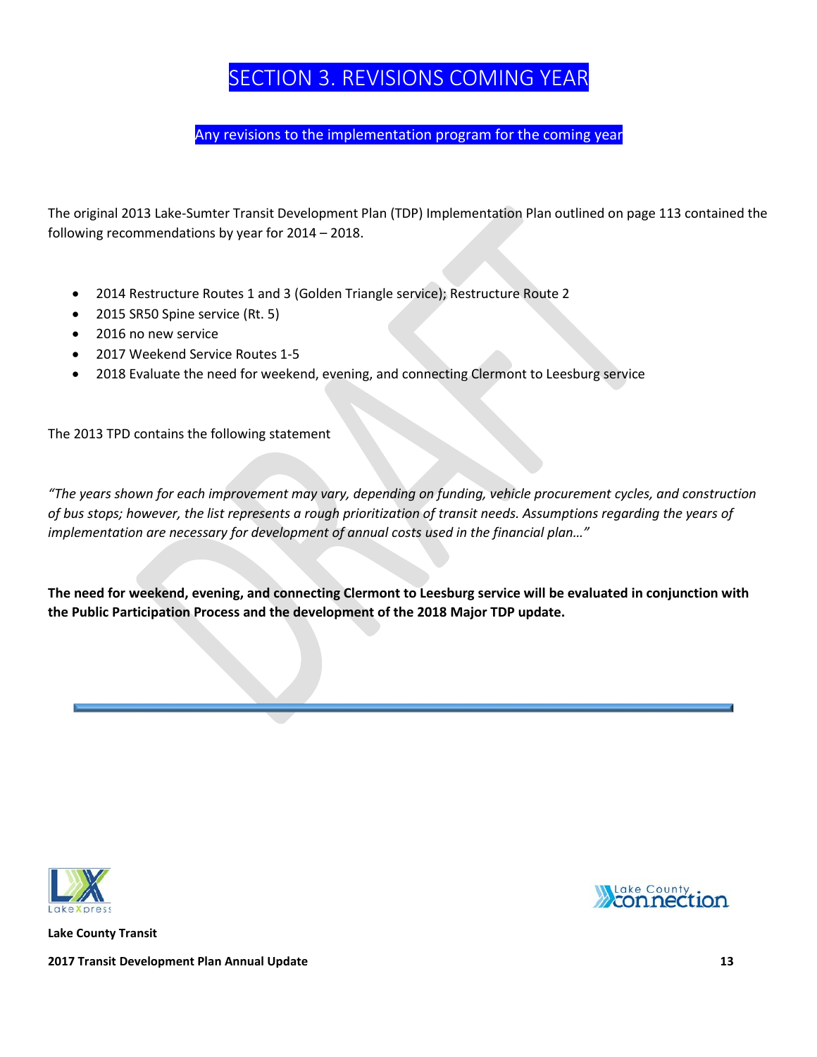# SECTION 3. REVISIONS COMING YEAR

## Any revisions to the implementation program for the coming year

The original 2013 Lake-Sumter Transit Development Plan (TDP) Implementation Plan outlined on page 113 contained the following recommendations by year for 2014 – 2018.

- 2014 Restructure Routes 1 and 3 (Golden Triangle service); Restructure Route 2
- 2015 SR50 Spine service (Rt. 5)
- 2016 no new service
- 2017 Weekend Service Routes 1-5
- 2018 Evaluate the need for weekend, evening, and connecting Clermont to Leesburg service

The 2013 TPD contains the following statement

*"The years shown for each improvement may vary, depending on funding, vehicle procurement cycles, and construction of bus stops; however, the list represents a rough prioritization of transit needs. Assumptions regarding the years of implementation are necessary for development of annual costs used in the financial plan…"*

**The need for weekend, evening, and connecting Clermont to Leesburg service will be evaluated in conjunction with the Public Participation Process and the development of the 2018 Major TDP update.**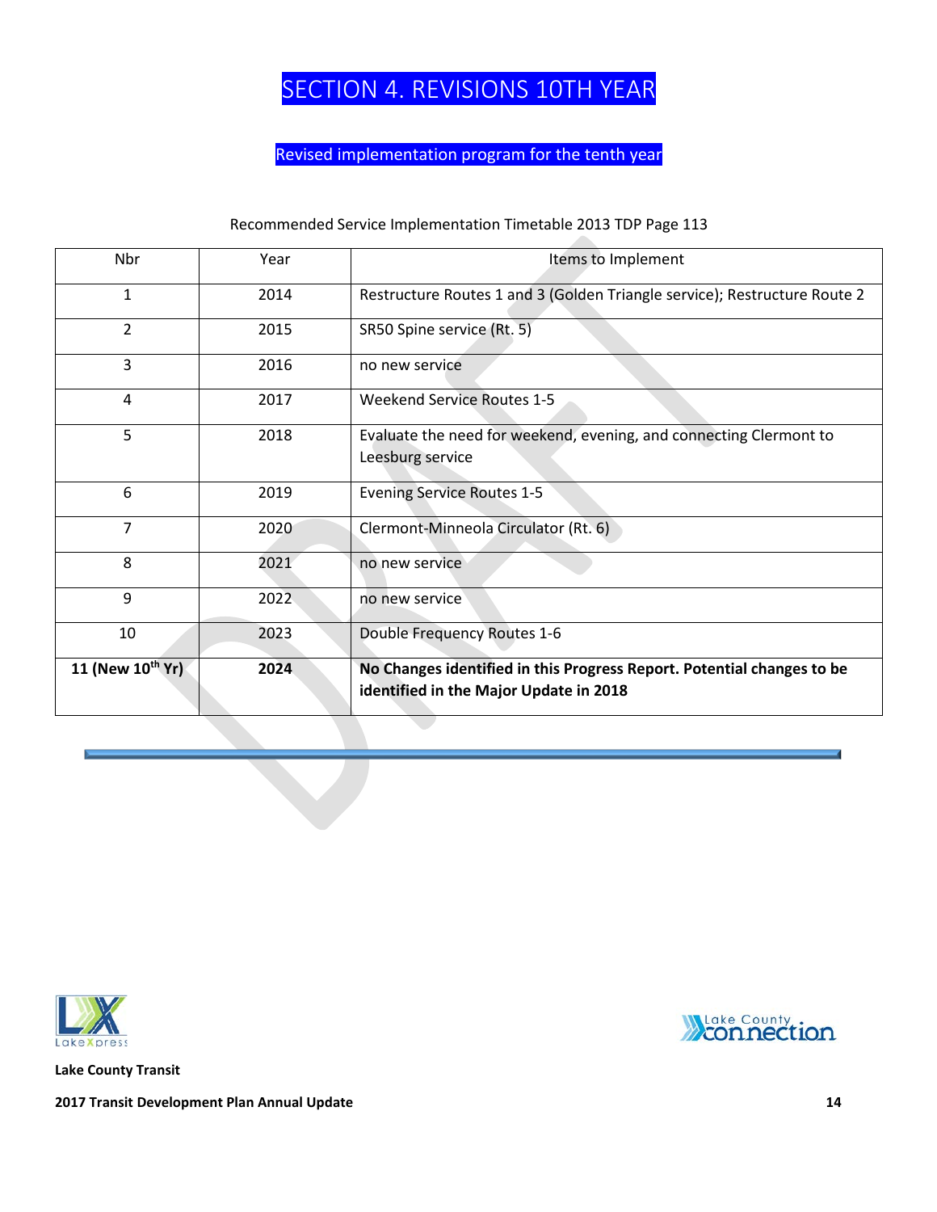# SECTION 4. REVISIONS 10TH YEAR

## Revised implementation program for the tenth year

Recommended Service Implementation Timetable 2013 TDP Page 113

| Nbr | Year | Items to Implement |
|---|---|---|
| 1 | 2014 | Restructure Routes 1 and 3 (Golden Triangle service); Restructure Route 2 |
| 2 | 2015 | SR50 Spine service (Rt. 5) |
| 3 | 2016 | no new service |
| 4 | 2017 | Weekend Service Routes 1-5 |
| 5 | 2018 | Evaluate the need for weekend, evening, and connecting Clermont to Leesburg service |
| 6 | 2019 | Evening Service Routes 1-5 |
| 7 | 2020 | Clermont-Minneola Circulator (Rt. 6) |
| 8 | 2021 | no new service |
| 9 | 2022 | no new service |
| 10 | 2023 | Double Frequency Routes 1-6 |
| **11 (New 10th Yr)** | **2024** | **No Changes identified in this Progress Report. Potential changes to be identified in the Major Update in 2018** |

**Lake County Transit**

**2017 Transit Development Plan Annual Update**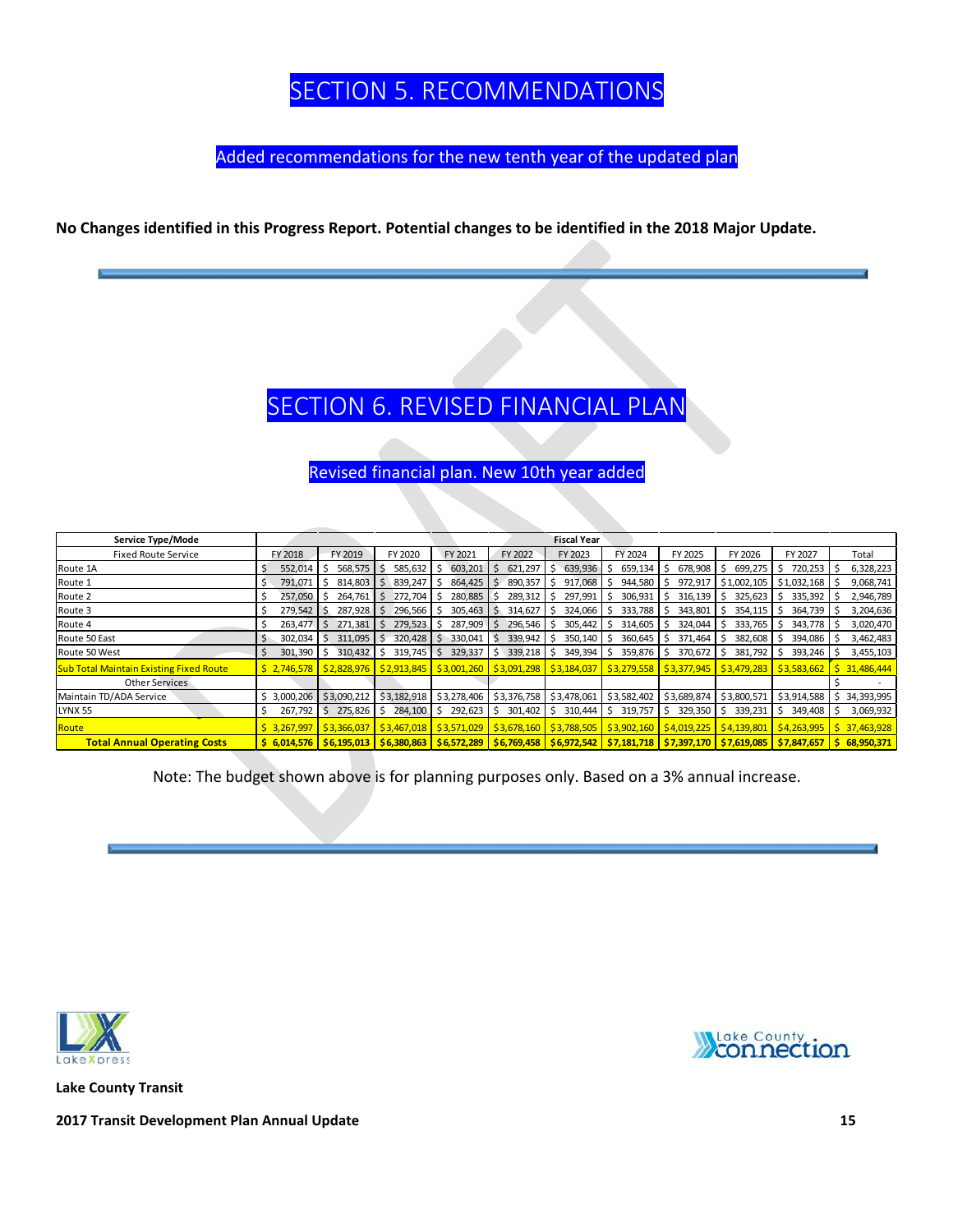# SECTION 5. RECOMMENDATIONS

Added recommendations for the new tenth year of the updated plan

**No Changes identified in this Progress Report. Potential changes to be identified in the 2018 Major Update.**

# SECTION 6. REVISED FINANCIAL PLAN

Revised financial plan. New 10th year added

| Service Type/Mode | Fiscal Year | | | | | | | | | | |
|---|---|---|---|---|---|---|---|---|---|---|---|
| Fixed Route Service | FY 2018 | FY 2019 | FY 2020 | FY 2021 | FY 2022 | FY 2023 | FY 2024 | FY 2025 | FY 2026 | FY 2027 | Total |
| Route 1A | $ 552,014 | $ 568,575 | $ 585,632 | $ 603,201 | $ 621,297 | $ 639,936 | $ 659,134 | $ 678,908 | $ 699,275 | $ 720,253 | $ 6,328,223 |
| Route 1 | $ 791,071 | $ 814,803 | $ 839,247 | $ 864,425 | $ 890,357 | $ 917,068 | $ 944,580 | $ 972,917 | $1,002,105 | $1,032,168 | $ 9,068,741 |
| Route 2 | $ 257,050 | $ 264,761 | $ 272,704 | $ 280,885 | $ 289,312 | $ 297,991 | $ 306,931 | $ 316,139 | $ 325,623 | $ 335,392 | $ 2,946,789 |
| Route 3 | $ 279,542 | $ 287,928 | $ 296,566 | $ 305,463 | $ 314,627 | $ 324,066 | $ 333,788 | $ 343,801 | $ 354,115 | $ 364,739 | $ 3,204,636 |
| Route 4 | $ 263,477 | $ 271,381 | $ 279,523 | $ 287,909 | $ 296,546 | $ 305,442 | $ 314,605 | $ 324,044 | $ 333,765 | $ 343,778 | $ 3,020,470 |
| Route 50 East | $ 302,034 | $ 311,095 | $ 320,428 | $ 330,041 | $ 339,942 | $ 350,140 | $ 360,645 | $ 371,464 | $ 382,608 | $ 394,086 | $ 3,462,483 |
| Route 50 West | $ 301,390 | $ 310,432 | $ 319,745 | $ 329,337 | $ 339,218 | $ 349,394 | $ 359,876 | $ 370,672 | $ 381,792 | $ 393,246 | $ 3,455,103 |
| Sub Total Maintain Existing Fixed Route | $ 2,746,578 | $2,828,976 | $2,913,845 | $3,001,260 | $3,091,298 | $3,184,037 | $3,279,558 | $3,377,945 | $3,479,283 | $3,583,662 | $ 31,486,444 |
| Other Services | | | | | | | | | | | $ - |
| Maintain TD/ADA Service | $ 3,000,206 | $3,090,212 | $3,182,918 | $3,278,406 | $3,376,758 | $3,478,061 | $3,582,402 | $3,689,874 | $3,800,571 | $3,914,588 | $ 34,393,995 |
| LYNX 55 | $ 267,792 | $ 275,826 | $ 284,100 | $ 292,623 | $ 301,402 | $ 310,444 | $ 319,757 | $ 329,350 | $ 339,231 | $ 349,408 | $ 3,069,932 |
| Route | $ 3,267,997 | $3,366,037 | $3,467,018 | $3,571,029 | $3,678,160 | $3,788,505 | $3,902,160 | $4,019,225 | $4,139,801 | $4,263,995 | $ 37,463,928 |
| **Total Annual Operating Costs** | **$ 6,014,576** | **$6,195,013** | **$6,380,863** | **$6,572,289** | **$6,769,458** | **$6,972,542** | **$7,181,718** | **$7,397,170** | **$7,619,085** | **$7,847,657** | **$ 68,950,371** |

Note: The budget shown above is for planning purposes only. Based on a 3% annual increase.

**Lake County Transit**

**2017 Transit Development Plan Annual Update**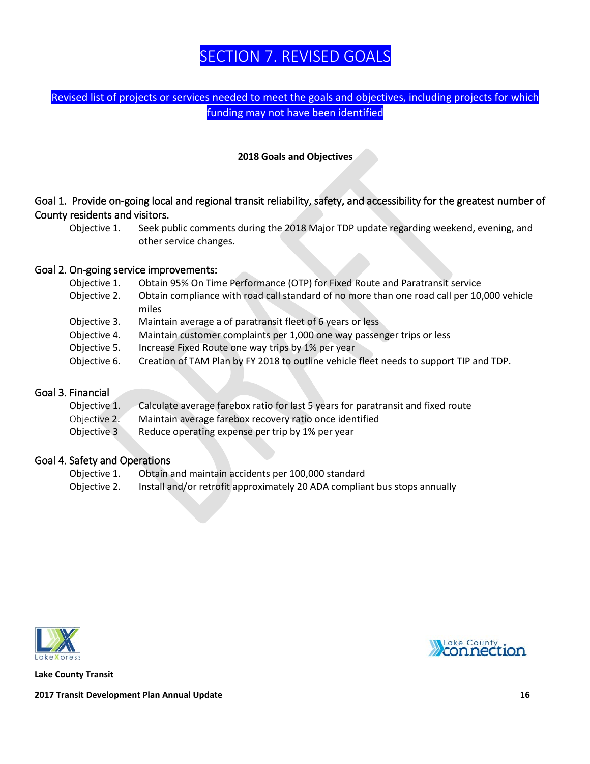# SECTION 7. REVISED GOALS

## Revised list of projects or services needed to meet the goals and objectives, including projects for which funding may not have been identified

**2018 Goals and Objectives**

### Goal 1. Provide on-going local and regional transit reliability, safety, and accessibility for the greatest number of County residents and visitors.

Objective 1. Seek public comments during the 2018 Major TDP update regarding weekend, evening, and other service changes.

### Goal 2. On-going service improvements:

Objective 1. Obtain 95% On Time Performance (OTP) for Fixed Route and Paratransit service

Objective 2. Obtain compliance with road call standard of no more than one road call per 10,000 vehicle miles

Objective 3. Maintain average a of paratransit fleet of 6 years or less

Objective 4. Maintain customer complaints per 1,000 one way passenger trips or less

Objective 5. Increase Fixed Route one way trips by 1% per year

Objective 6. Creation of TAM Plan by FY 2018 to outline vehicle fleet needs to support TIP and TDP.

### Goal 3. Financial

Objective 1. Calculate average farebox ratio for last 5 years for paratransit and fixed route

Objective 2. Maintain average farebox recovery ratio once identified

Objective 3 Reduce operating expense per trip by 1% per year

### Goal 4. Safety and Operations

Objective 1. Obtain and maintain accidents per 100,000 standard

Objective 2. Install and/or retrofit approximately 20 ADA compliant bus stops annually